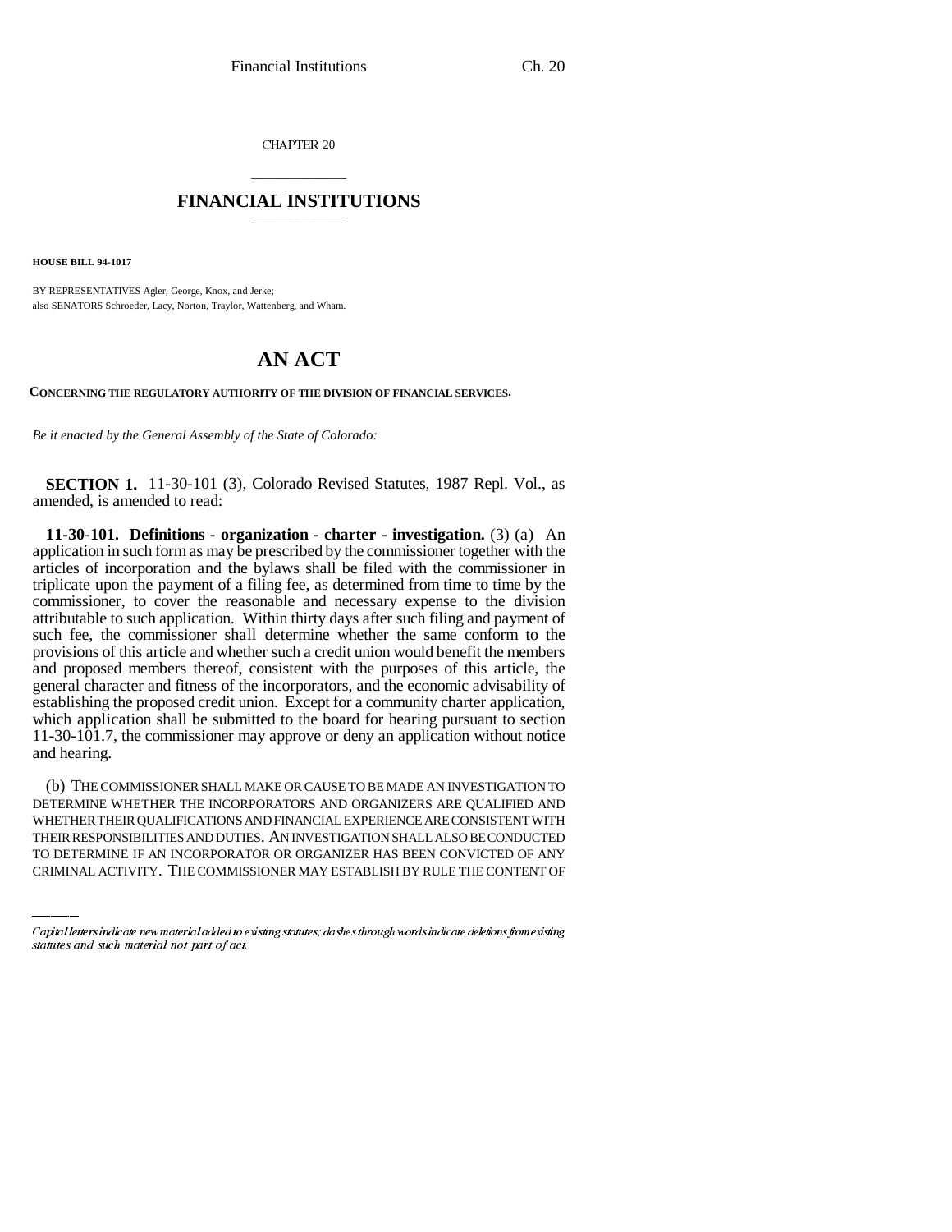CHAPTER 20

# FINANCIAL INSTITUTIONS

**HOUSE BILL 94-1017**

BY REPRESENTATIVES Agler, George, Knox, and Jerke;
also SENATORS Schroeder, Lacy, Norton, Traylor, Wattenberg, and Wham.

# AN ACT

**CONCERNING THE REGULATORY AUTHORITY OF THE DIVISION OF FINANCIAL SERVICES.**

*Be it enacted by the General Assembly of the State of Colorado:*

**SECTION 1.** 11-30-101 (3), Colorado Revised Statutes, 1987 Repl. Vol., as amended, is amended to read:

**11-30-101. Definitions - organization - charter - investigation.** (3) (a) An application in such form as may be prescribed by the commissioner together with the articles of incorporation and the bylaws shall be filed with the commissioner in triplicate upon the payment of a filing fee, as determined from time to time by the commissioner, to cover the reasonable and necessary expense to the division attributable to such application. Within thirty days after such filing and payment of such fee, the commissioner shall determine whether the same conform to the provisions of this article and whether such a credit union would benefit the members and proposed members thereof, consistent with the purposes of this article, the general character and fitness of the incorporators, and the economic advisability of establishing the proposed credit union. Except for a community charter application, which application shall be submitted to the board for hearing pursuant to section 11-30-101.7, the commissioner may approve or deny an application without notice and hearing.

(b) THE COMMISSIONER SHALL MAKE OR CAUSE TO BE MADE AN INVESTIGATION TO DETERMINE WHETHER THE INCORPORATORS AND ORGANIZERS ARE QUALIFIED AND WHETHER THEIR QUALIFICATIONS AND FINANCIAL EXPERIENCE ARE CONSISTENT WITH THEIR RESPONSIBILITIES AND DUTIES. AN INVESTIGATION SHALL ALSO BE CONDUCTED TO DETERMINE IF AN INCORPORATOR OR ORGANIZER HAS BEEN CONVICTED OF ANY CRIMINAL ACTIVITY. THE COMMISSIONER MAY ESTABLISH BY RULE THE CONTENT OF

*Capital letters indicate new material added to existing statutes; dashes through words indicate deletions from existing statutes and such material not part of act.*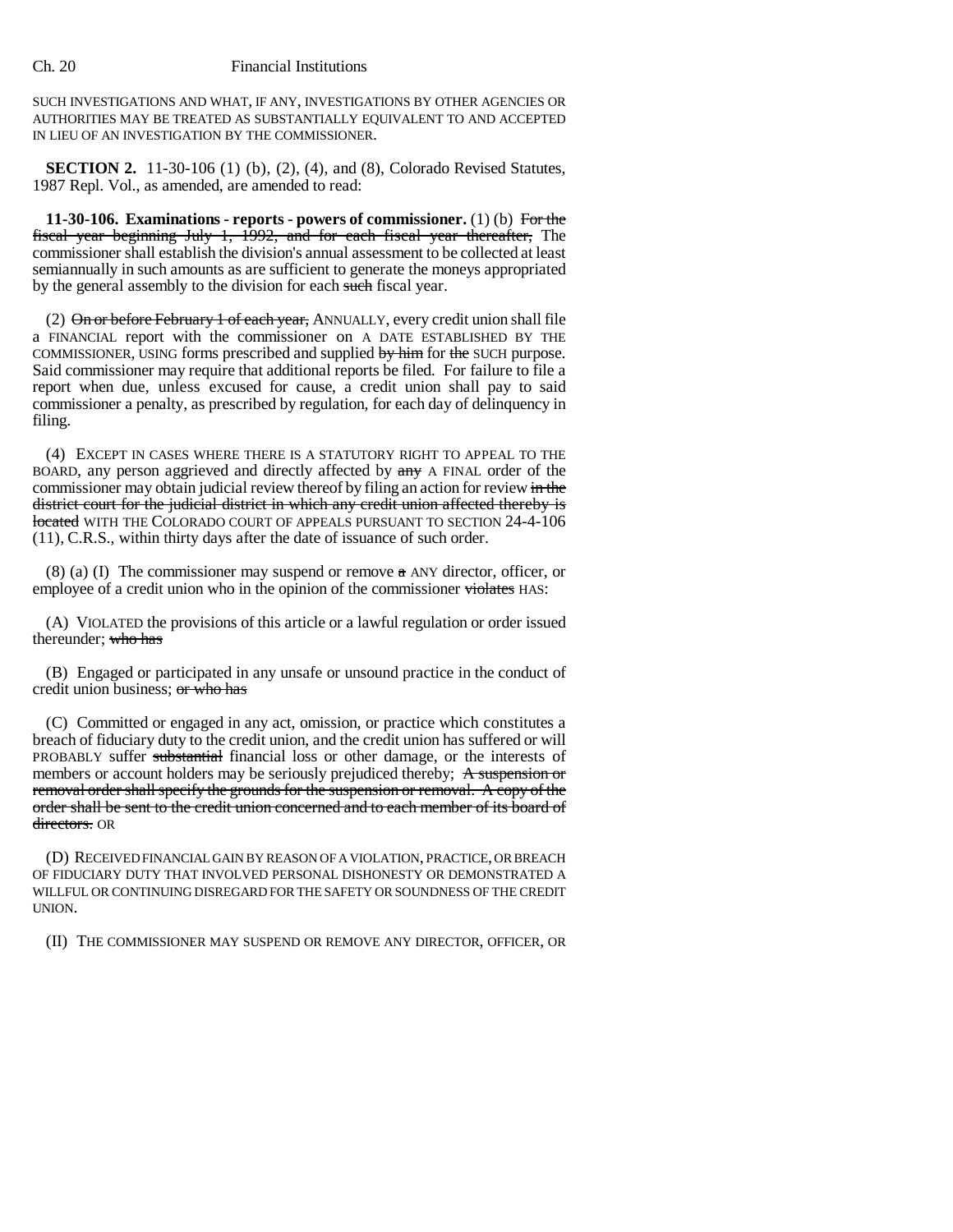SUCH INVESTIGATIONS AND WHAT, IF ANY, INVESTIGATIONS BY OTHER AGENCIES OR AUTHORITIES MAY BE TREATED AS SUBSTANTIALLY EQUIVALENT TO AND ACCEPTED IN LIEU OF AN INVESTIGATION BY THE COMMISSIONER.

**SECTION 2.** 11-30-106 (1) (b), (2), (4), and (8), Colorado Revised Statutes, 1987 Repl. Vol., as amended, are amended to read:

**11-30-106. Examinations - reports - powers of commissioner.** (1) (b) ~~For the fiscal year beginning July 1, 1992, and for each fiscal year thereafter,~~ The commissioner shall establish the division's annual assessment to be collected at least semiannually in such amounts as are sufficient to generate the moneys appropriated by the general assembly to the division for each ~~such~~ fiscal year.

(2) ~~On or before February 1 of each year,~~ ANNUALLY, every credit union shall file a FINANCIAL report with the commissioner on A DATE ESTABLISHED BY THE COMMISSIONER, USING forms prescribed and supplied ~~by him~~ for ~~the~~ SUCH purpose. Said commissioner may require that additional reports be filed. For failure to file a report when due, unless excused for cause, a credit union shall pay to said commissioner a penalty, as prescribed by regulation, for each day of delinquency in filing.

(4) EXCEPT IN CASES WHERE THERE IS A STATUTORY RIGHT TO APPEAL TO THE BOARD, any person aggrieved and directly affected by ~~any~~ A FINAL order of the commissioner may obtain judicial review thereof by filing an action for review ~~in the district court for the judicial district in which any credit union affected thereby is located~~ WITH THE COLORADO COURT OF APPEALS PURSUANT TO SECTION 24-4-106 (11), C.R.S., within thirty days after the date of issuance of such order.

(8) (a) (I) The commissioner may suspend or remove ~~a~~ ANY director, officer, or employee of a credit union who in the opinion of the commissioner ~~violates~~ HAS:

(A) VIOLATED the provisions of this article or a lawful regulation or order issued thereunder; ~~who has~~

(B) Engaged or participated in any unsafe or unsound practice in the conduct of credit union business; ~~or who has~~

(C) Committed or engaged in any act, omission, or practice which constitutes a breach of fiduciary duty to the credit union, and the credit union has suffered or will PROBABLY suffer ~~substantial~~ financial loss or other damage, or the interests of members or account holders may be seriously prejudiced thereby; ~~A suspension or removal order shall specify the grounds for the suspension or removal. A copy of the order shall be sent to the credit union concerned and to each member of its board of directors.~~ OR

(D) RECEIVED FINANCIAL GAIN BY REASON OF A VIOLATION, PRACTICE, OR BREACH OF FIDUCIARY DUTY THAT INVOLVED PERSONAL DISHONESTY OR DEMONSTRATED A WILLFUL OR CONTINUING DISREGARD FOR THE SAFETY OR SOUNDNESS OF THE CREDIT UNION.

(II) THE COMMISSIONER MAY SUSPEND OR REMOVE ANY DIRECTOR, OFFICER, OR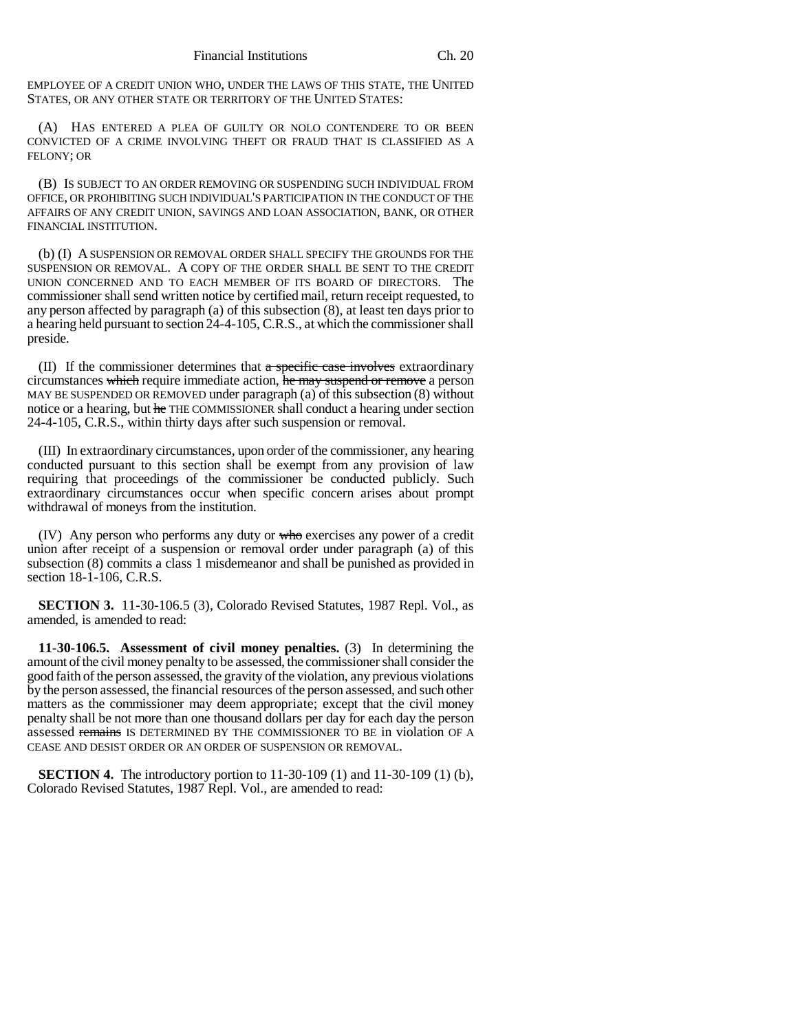EMPLOYEE OF A CREDIT UNION WHO, UNDER THE LAWS OF THIS STATE, THE UNITED STATES, OR ANY OTHER STATE OR TERRITORY OF THE UNITED STATES:

(A) HAS ENTERED A PLEA OF GUILTY OR NOLO CONTENDERE TO OR BEEN CONVICTED OF A CRIME INVOLVING THEFT OR FRAUD THAT IS CLASSIFIED AS A FELONY; OR

(B) IS SUBJECT TO AN ORDER REMOVING OR SUSPENDING SUCH INDIVIDUAL FROM OFFICE, OR PROHIBITING SUCH INDIVIDUAL'S PARTICIPATION IN THE CONDUCT OF THE AFFAIRS OF ANY CREDIT UNION, SAVINGS AND LOAN ASSOCIATION, BANK, OR OTHER FINANCIAL INSTITUTION.

(b) (I) A SUSPENSION OR REMOVAL ORDER SHALL SPECIFY THE GROUNDS FOR THE SUSPENSION OR REMOVAL. A COPY OF THE ORDER SHALL BE SENT TO THE CREDIT UNION CONCERNED AND TO EACH MEMBER OF ITS BOARD OF DIRECTORS. The commissioner shall send written notice by certified mail, return receipt requested, to any person affected by paragraph (a) of this subsection (8), at least ten days prior to a hearing held pursuant to section 24-4-105, C.R.S., at which the commissioner shall preside.

(II) If the commissioner determines that ~~a specific case involves~~ extraordinary circumstances ~~which~~ require immediate action, ~~he may suspend or remove~~ a person MAY BE SUSPENDED OR REMOVED under paragraph (a) of this subsection (8) without notice or a hearing, but ~~he~~ THE COMMISSIONER shall conduct a hearing under section 24-4-105, C.R.S., within thirty days after such suspension or removal.

(III) In extraordinary circumstances, upon order of the commissioner, any hearing conducted pursuant to this section shall be exempt from any provision of law requiring that proceedings of the commissioner be conducted publicly. Such extraordinary circumstances occur when specific concern arises about prompt withdrawal of moneys from the institution.

(IV) Any person who performs any duty or ~~who~~ exercises any power of a credit union after receipt of a suspension or removal order under paragraph (a) of this subsection (8) commits a class 1 misdemeanor and shall be punished as provided in section 18-1-106, C.R.S.

**SECTION 3.** 11-30-106.5 (3), Colorado Revised Statutes, 1987 Repl. Vol., as amended, is amended to read:

**11-30-106.5. Assessment of civil money penalties.** (3) In determining the amount of the civil money penalty to be assessed, the commissioner shall consider the good faith of the person assessed, the gravity of the violation, any previous violations by the person assessed, the financial resources of the person assessed, and such other matters as the commissioner may deem appropriate; except that the civil money penalty shall be not more than one thousand dollars per day for each day the person assessed ~~remains~~ IS DETERMINED BY THE COMMISSIONER TO BE in violation OF A CEASE AND DESIST ORDER OR AN ORDER OF SUSPENSION OR REMOVAL.

**SECTION 4.** The introductory portion to 11-30-109 (1) and 11-30-109 (1) (b), Colorado Revised Statutes, 1987 Repl. Vol., are amended to read: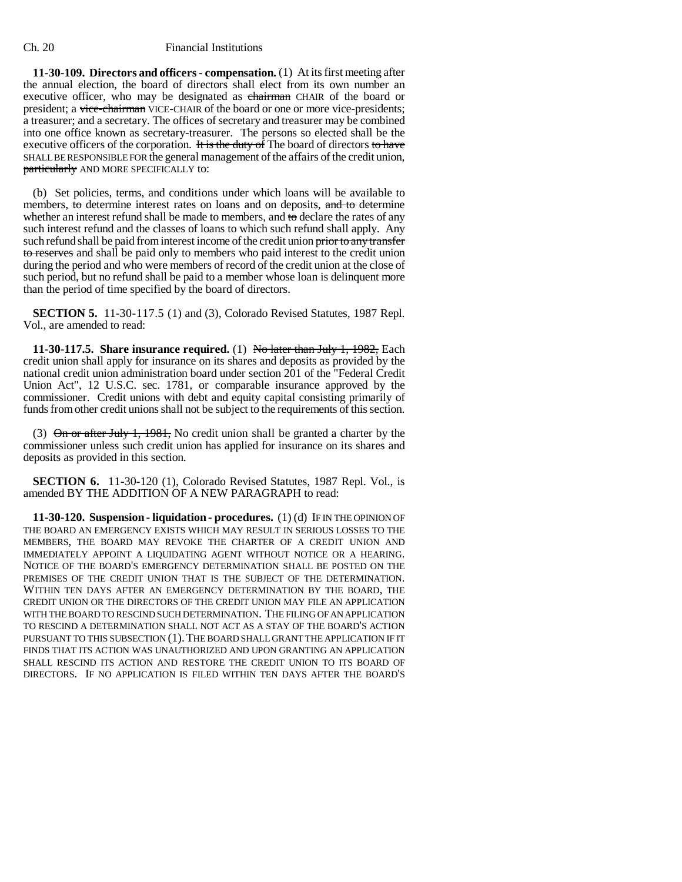**11-30-109. Directors and officers - compensation.** (1) At its first meeting after the annual election, the board of directors shall elect from its own number an executive officer, who may be designated as ~~chairman~~ CHAIR of the board or president; a ~~vice-chairman~~ VICE-CHAIR of the board or one or more vice-presidents; a treasurer; and a secretary. The offices of secretary and treasurer may be combined into one office known as secretary-treasurer. The persons so elected shall be the executive officers of the corporation. ~~It is the duty of~~ The board of directors ~~to have~~ SHALL BE RESPONSIBLE FOR the general management of the affairs of the credit union, ~~particularly~~ AND MORE SPECIFICALLY to:

(b) Set policies, terms, and conditions under which loans will be available to members, ~~to~~ determine interest rates on loans and on deposits, ~~and to~~ determine whether an interest refund shall be made to members, and ~~to~~ declare the rates of any such interest refund and the classes of loans to which such refund shall apply. Any such refund shall be paid from interest income of the credit union ~~prior to any transfer to reserves~~ and shall be paid only to members who paid interest to the credit union during the period and who were members of record of the credit union at the close of such period, but no refund shall be paid to a member whose loan is delinquent more than the period of time specified by the board of directors.

**SECTION 5.** 11-30-117.5 (1) and (3), Colorado Revised Statutes, 1987 Repl. Vol., are amended to read:

**11-30-117.5. Share insurance required.** (1) ~~No later than July 1, 1982,~~ Each credit union shall apply for insurance on its shares and deposits as provided by the national credit union administration board under section 201 of the "Federal Credit Union Act", 12 U.S.C. sec. 1781, or comparable insurance approved by the commissioner. Credit unions with debt and equity capital consisting primarily of funds from other credit unions shall not be subject to the requirements of this section.

(3) ~~On or after July 1, 1981,~~ No credit union shall be granted a charter by the commissioner unless such credit union has applied for insurance on its shares and deposits as provided in this section.

**SECTION 6.** 11-30-120 (1), Colorado Revised Statutes, 1987 Repl. Vol., is amended BY THE ADDITION OF A NEW PARAGRAPH to read:

**11-30-120. Suspension - liquidation - procedures.** (1) (d) IF IN THE OPINION OF THE BOARD AN EMERGENCY EXISTS WHICH MAY RESULT IN SERIOUS LOSSES TO THE MEMBERS, THE BOARD MAY REVOKE THE CHARTER OF A CREDIT UNION AND IMMEDIATELY APPOINT A LIQUIDATING AGENT WITHOUT NOTICE OR A HEARING. NOTICE OF THE BOARD'S EMERGENCY DETERMINATION SHALL BE POSTED ON THE PREMISES OF THE CREDIT UNION THAT IS THE SUBJECT OF THE DETERMINATION. WITHIN TEN DAYS AFTER AN EMERGENCY DETERMINATION BY THE BOARD, THE CREDIT UNION OR THE DIRECTORS OF THE CREDIT UNION MAY FILE AN APPLICATION WITH THE BOARD TO RESCIND SUCH DETERMINATION. THE FILING OF AN APPLICATION TO RESCIND A DETERMINATION SHALL NOT ACT AS A STAY OF THE BOARD'S ACTION PURSUANT TO THIS SUBSECTION (1). THE BOARD SHALL GRANT THE APPLICATION IF IT FINDS THAT ITS ACTION WAS UNAUTHORIZED AND UPON GRANTING AN APPLICATION SHALL RESCIND ITS ACTION AND RESTORE THE CREDIT UNION TO ITS BOARD OF DIRECTORS. IF NO APPLICATION IS FILED WITHIN TEN DAYS AFTER THE BOARD'S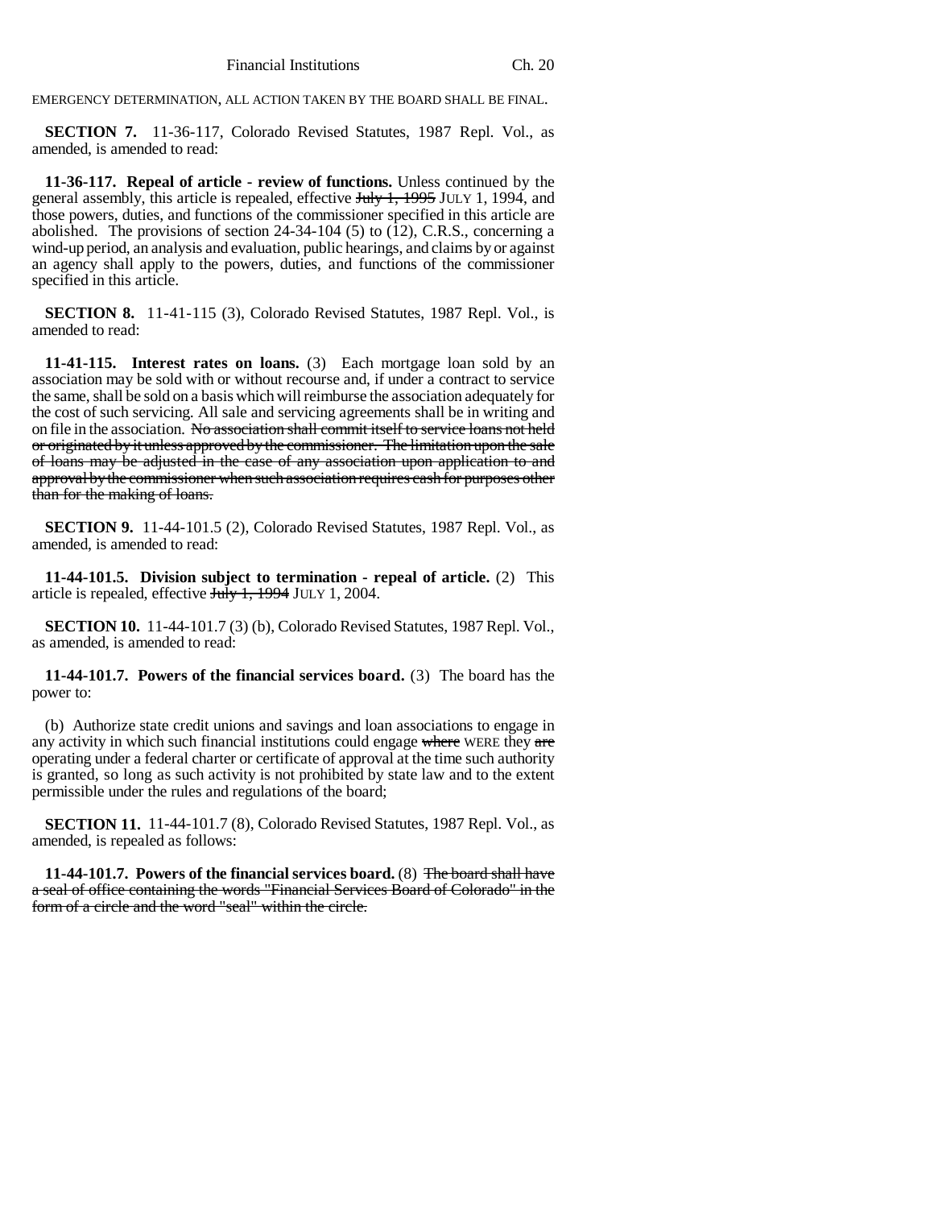EMERGENCY DETERMINATION, ALL ACTION TAKEN BY THE BOARD SHALL BE FINAL.

**SECTION 7.** 11-36-117, Colorado Revised Statutes, 1987 Repl. Vol., as amended, is amended to read:

**11-36-117. Repeal of article - review of functions.** Unless continued by the general assembly, this article is repealed, effective ~~July 1, 1995~~ JULY 1, 1994, and those powers, duties, and functions of the commissioner specified in this article are abolished. The provisions of section 24-34-104 (5) to (12), C.R.S., concerning a wind-up period, an analysis and evaluation, public hearings, and claims by or against an agency shall apply to the powers, duties, and functions of the commissioner specified in this article.

**SECTION 8.** 11-41-115 (3), Colorado Revised Statutes, 1987 Repl. Vol., is amended to read:

**11-41-115. Interest rates on loans.** (3) Each mortgage loan sold by an association may be sold with or without recourse and, if under a contract to service the same, shall be sold on a basis which will reimburse the association adequately for the cost of such servicing. All sale and servicing agreements shall be in writing and on file in the association. ~~No association shall commit itself to service loans not held or originated by it unless approved by the commissioner. The limitation upon the sale of loans may be adjusted in the case of any association upon application to and approval by the commissioner when such association requires cash for purposes other than for the making of loans.~~

**SECTION 9.** 11-44-101.5 (2), Colorado Revised Statutes, 1987 Repl. Vol., as amended, is amended to read:

**11-44-101.5. Division subject to termination - repeal of article.** (2) This article is repealed, effective ~~July 1, 1994~~ JULY 1, 2004.

**SECTION 10.** 11-44-101.7 (3) (b), Colorado Revised Statutes, 1987 Repl. Vol., as amended, is amended to read:

**11-44-101.7. Powers of the financial services board.** (3) The board has the power to:

(b) Authorize state credit unions and savings and loan associations to engage in any activity in which such financial institutions could engage ~~where~~ WERE they ~~are~~ operating under a federal charter or certificate of approval at the time such authority is granted, so long as such activity is not prohibited by state law and to the extent permissible under the rules and regulations of the board;

**SECTION 11.** 11-44-101.7 (8), Colorado Revised Statutes, 1987 Repl. Vol., as amended, is repealed as follows:

**11-44-101.7. Powers of the financial services board.** (8) ~~The board shall have a seal of office containing the words "Financial Services Board of Colorado" in the form of a circle and the word "seal" within the circle.~~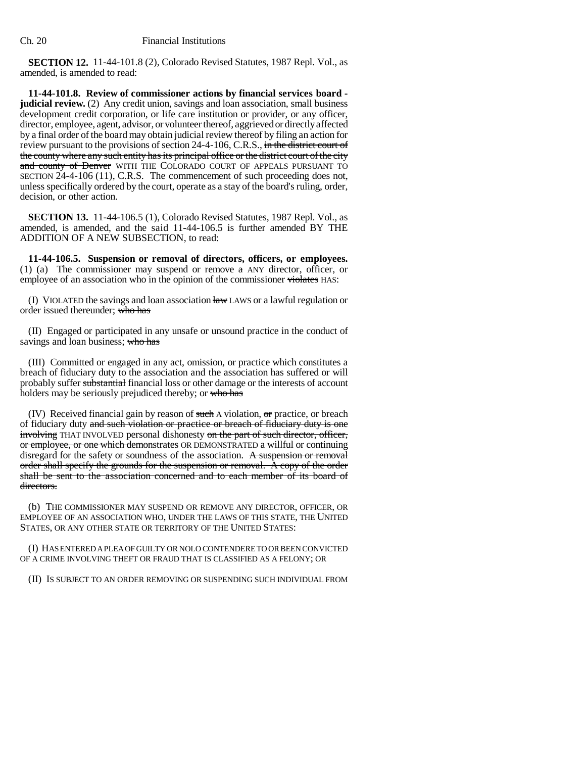**SECTION 12.** 11-44-101.8 (2), Colorado Revised Statutes, 1987 Repl. Vol., as amended, is amended to read:

**11-44-101.8. Review of commissioner actions by financial services board - judicial review.** (2) Any credit union, savings and loan association, small business development credit corporation, or life care institution or provider, or any officer, director, employee, agent, advisor, or volunteer thereof, aggrieved or directly affected by a final order of the board may obtain judicial review thereof by filing an action for review pursuant to the provisions of section 24-4-106, C.R.S., ~~in the district court of the county where any such entity has its principal office or the district court of the city and county of Denver~~ WITH THE COLORADO COURT OF APPEALS PURSUANT TO SECTION 24-4-106 (11), C.R.S. The commencement of such proceeding does not, unless specifically ordered by the court, operate as a stay of the board's ruling, order, decision, or other action.

**SECTION 13.** 11-44-106.5 (1), Colorado Revised Statutes, 1987 Repl. Vol., as amended, is amended, and the said 11-44-106.5 is further amended BY THE ADDITION OF A NEW SUBSECTION, to read:

**11-44-106.5. Suspension or removal of directors, officers, or employees.** (1) (a) The commissioner may suspend or remove ~~a~~ ANY director, officer, or employee of an association who in the opinion of the commissioner ~~violates~~ HAS:

(I) VIOLATED the savings and loan association ~~law~~ LAWS or a lawful regulation or order issued thereunder; ~~who has~~

(II) Engaged or participated in any unsafe or unsound practice in the conduct of savings and loan business; ~~who has~~

(III) Committed or engaged in any act, omission, or practice which constitutes a breach of fiduciary duty to the association and the association has suffered or will probably suffer ~~substantial~~ financial loss or other damage or the interests of account holders may be seriously prejudiced thereby; or ~~who has~~

(IV) Received financial gain by reason of ~~such~~ A violation, ~~or~~ practice, or breach of fiduciary duty ~~and such violation or practice or breach of fiduciary duty is one involving~~ THAT INVOLVED personal dishonesty ~~on the part of such director, officer, or employee, or one which demonstrates~~ OR DEMONSTRATED a willful or continuing disregard for the safety or soundness of the association. ~~A suspension or removal order shall specify the grounds for the suspension or removal. A copy of the order shall be sent to the association concerned and to each member of its board of directors.~~

(b) THE COMMISSIONER MAY SUSPEND OR REMOVE ANY DIRECTOR, OFFICER, OR EMPLOYEE OF AN ASSOCIATION WHO, UNDER THE LAWS OF THIS STATE, THE UNITED STATES, OR ANY OTHER STATE OR TERRITORY OF THE UNITED STATES:

(I) HAS ENTERED A PLEA OF GUILTY OR NOLO CONTENDERE TO OR BEEN CONVICTED OF A CRIME INVOLVING THEFT OR FRAUD THAT IS CLASSIFIED AS A FELONY; OR

(II) IS SUBJECT TO AN ORDER REMOVING OR SUSPENDING SUCH INDIVIDUAL FROM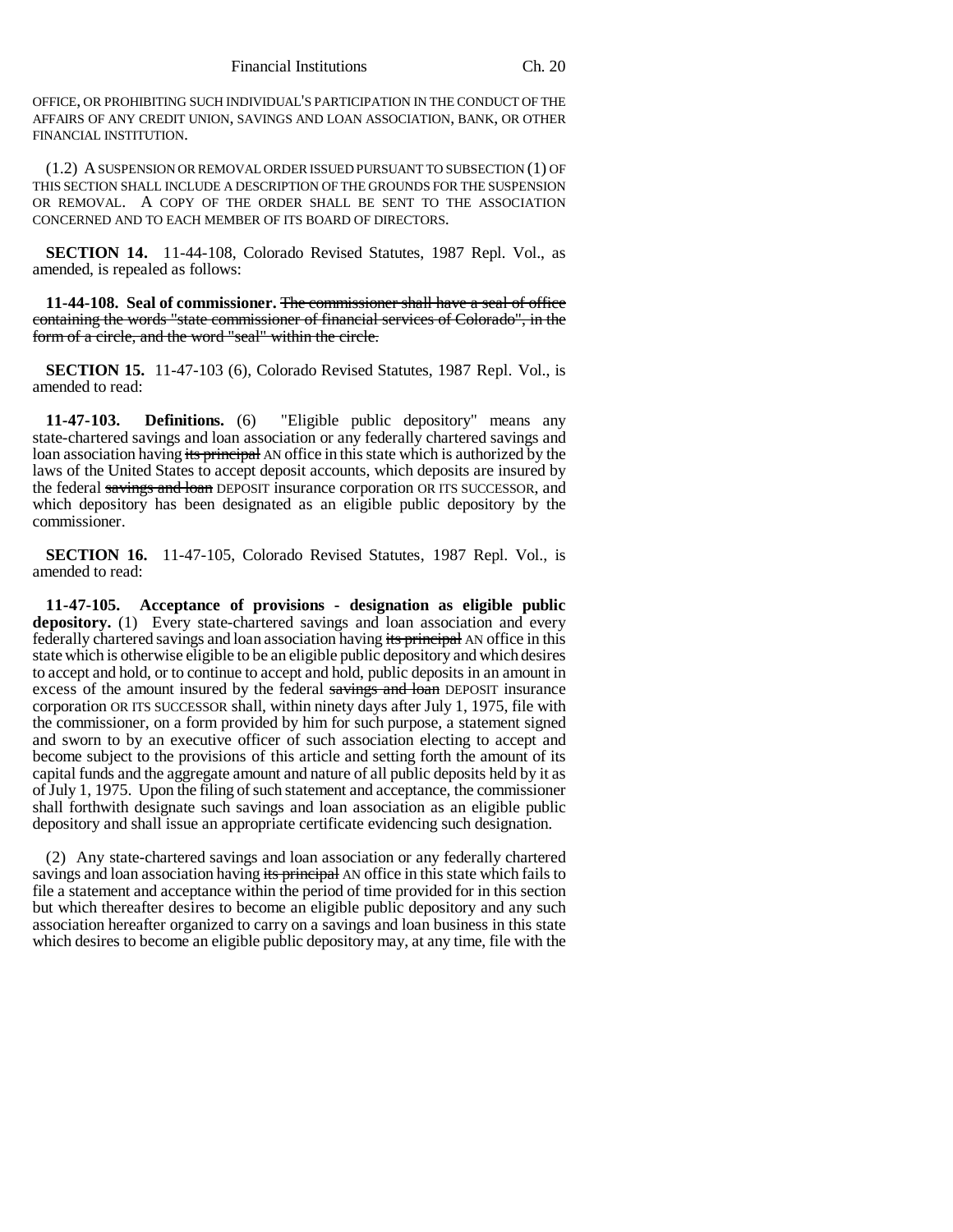OFFICE, OR PROHIBITING SUCH INDIVIDUAL'S PARTICIPATION IN THE CONDUCT OF THE AFFAIRS OF ANY CREDIT UNION, SAVINGS AND LOAN ASSOCIATION, BANK, OR OTHER FINANCIAL INSTITUTION.

(1.2) A SUSPENSION OR REMOVAL ORDER ISSUED PURSUANT TO SUBSECTION (1) OF THIS SECTION SHALL INCLUDE A DESCRIPTION OF THE GROUNDS FOR THE SUSPENSION OR REMOVAL. A COPY OF THE ORDER SHALL BE SENT TO THE ASSOCIATION CONCERNED AND TO EACH MEMBER OF ITS BOARD OF DIRECTORS.

**SECTION 14.** 11-44-108, Colorado Revised Statutes, 1987 Repl. Vol., as amended, is repealed as follows:

**11-44-108. Seal of commissioner.** ~~The commissioner shall have a seal of office containing the words "state commissioner of financial services of Colorado", in the form of a circle, and the word "seal" within the circle.~~

**SECTION 15.** 11-47-103 (6), Colorado Revised Statutes, 1987 Repl. Vol., is amended to read:

**11-47-103. Definitions.** (6) "Eligible public depository" means any state-chartered savings and loan association or any federally chartered savings and loan association having ~~its principal~~ AN office in this state which is authorized by the laws of the United States to accept deposit accounts, which deposits are insured by the federal ~~savings and loan~~ DEPOSIT insurance corporation OR ITS SUCCESSOR, and which depository has been designated as an eligible public depository by the commissioner.

**SECTION 16.** 11-47-105, Colorado Revised Statutes, 1987 Repl. Vol., is amended to read:

**11-47-105. Acceptance of provisions - designation as eligible public depository.** (1) Every state-chartered savings and loan association and every federally chartered savings and loan association having ~~its principal~~ AN office in this state which is otherwise eligible to be an eligible public depository and which desires to accept and hold, or to continue to accept and hold, public deposits in an amount in excess of the amount insured by the federal ~~savings and loan~~ DEPOSIT insurance corporation OR ITS SUCCESSOR shall, within ninety days after July 1, 1975, file with the commissioner, on a form provided by him for such purpose, a statement signed and sworn to by an executive officer of such association electing to accept and become subject to the provisions of this article and setting forth the amount of its capital funds and the aggregate amount and nature of all public deposits held by it as of July 1, 1975. Upon the filing of such statement and acceptance, the commissioner shall forthwith designate such savings and loan association as an eligible public depository and shall issue an appropriate certificate evidencing such designation.

(2) Any state-chartered savings and loan association or any federally chartered savings and loan association having ~~its principal~~ AN office in this state which fails to file a statement and acceptance within the period of time provided for in this section but which thereafter desires to become an eligible public depository and any such association hereafter organized to carry on a savings and loan business in this state which desires to become an eligible public depository may, at any time, file with the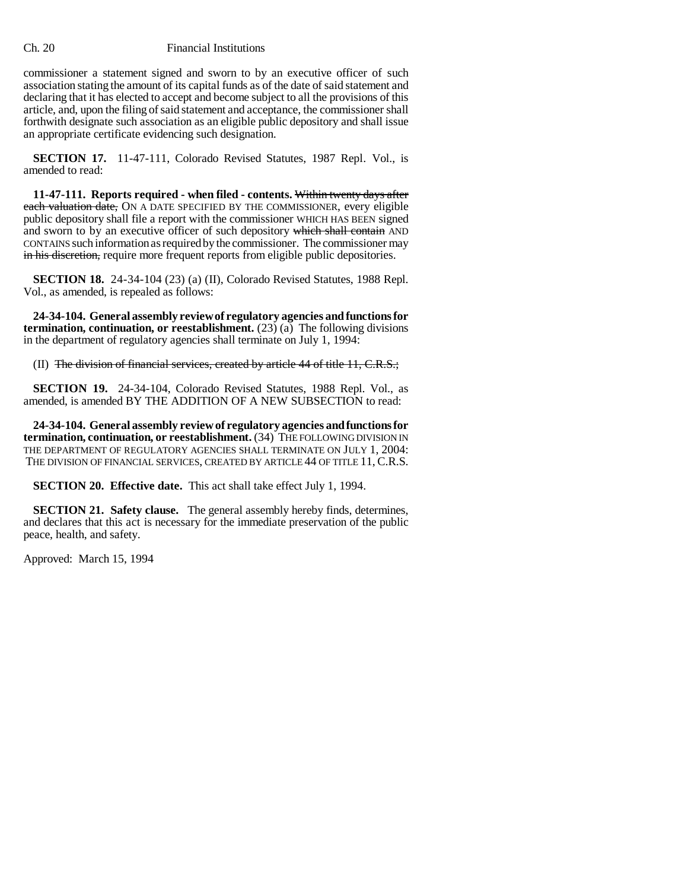commissioner a statement signed and sworn to by an executive officer of such association stating the amount of its capital funds as of the date of said statement and declaring that it has elected to accept and become subject to all the provisions of this article, and, upon the filing of said statement and acceptance, the commissioner shall forthwith designate such association as an eligible public depository and shall issue an appropriate certificate evidencing such designation.

**SECTION 17.** 11-47-111, Colorado Revised Statutes, 1987 Repl. Vol., is amended to read:

**11-47-111. Reports required - when filed - contents.** ~~Within twenty days after each valuation date,~~ ON A DATE SPECIFIED BY THE COMMISSIONER, every eligible public depository shall file a report with the commissioner WHICH HAS BEEN signed and sworn to by an executive officer of such depository ~~which shall contain~~ AND CONTAINS such information as required by the commissioner. The commissioner may ~~in his discretion,~~ require more frequent reports from eligible public depositories.

**SECTION 18.** 24-34-104 (23) (a) (II), Colorado Revised Statutes, 1988 Repl. Vol., as amended, is repealed as follows:

**24-34-104. General assembly review of regulatory agencies and functions for termination, continuation, or reestablishment.** (23) (a) The following divisions in the department of regulatory agencies shall terminate on July 1, 1994:

(II) ~~The division of financial services, created by article 44 of title 11, C.R.S.;~~

**SECTION 19.** 24-34-104, Colorado Revised Statutes, 1988 Repl. Vol., as amended, is amended BY THE ADDITION OF A NEW SUBSECTION to read:

**24-34-104. General assembly review of regulatory agencies and functions for termination, continuation, or reestablishment.** (34) THE FOLLOWING DIVISION IN THE DEPARTMENT OF REGULATORY AGENCIES SHALL TERMINATE ON JULY 1, 2004: THE DIVISION OF FINANCIAL SERVICES, CREATED BY ARTICLE 44 OF TITLE 11, C.R.S.

**SECTION 20. Effective date.** This act shall take effect July 1, 1994.

**SECTION 21. Safety clause.** The general assembly hereby finds, determines, and declares that this act is necessary for the immediate preservation of the public peace, health, and safety.

Approved: March 15, 1994